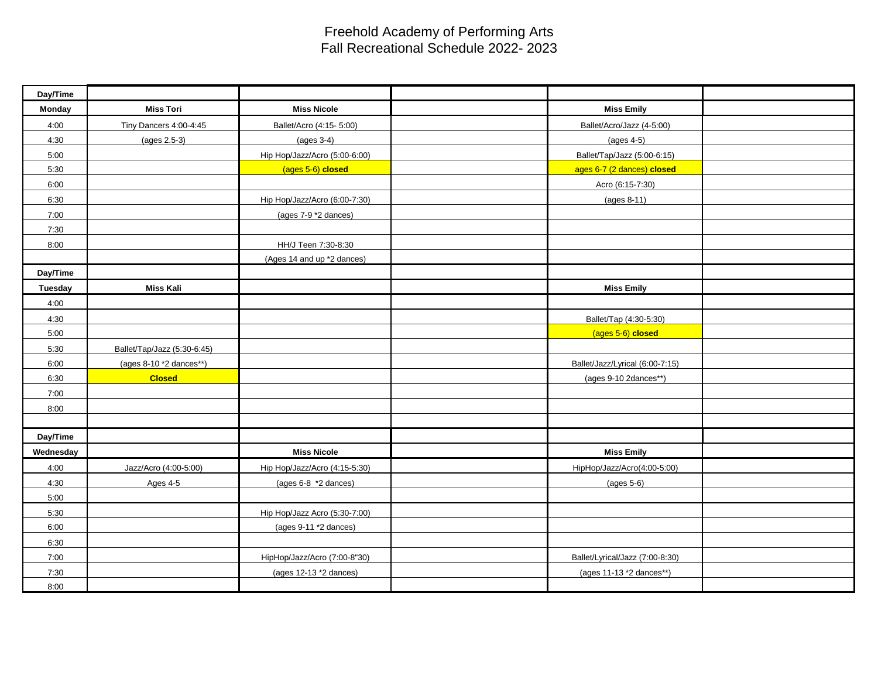# Freehold Academy of Performing Arts
## Fall Recreational Schedule 2022- 2023

| Day/Time | | | | | |
|---|---|---|---|---|---|
| **Monday** | **Miss Tori** | **Miss Nicole** | | **Miss Emily** | |
| 4:00 | Tiny Dancers 4:00-4:45 | Ballet/Acro (4:15- 5:00) | | Ballet/Acro/Jazz (4-5:00) | |
| 4:30 | (ages 2.5-3) | (ages 3-4) | | (ages 4-5) | |
| 5:00 | | Hip Hop/Jazz/Acro (5:00-6:00) | | Ballet/Tap/Jazz (5:00-6:15) | |
| 5:30 | | (ages 5-6) **closed** | | ages 6-7 (2 dances) **closed** | |
| 6:00 | | | | Acro (6:15-7:30) | |
| 6:30 | | Hip Hop/Jazz/Acro (6:00-7:30) | | (ages 8-11) | |
| 7:00 | | (ages 7-9 *2 dances) | | | |
| 7:30 | | | | | |
| 8:00 | | HH/J Teen 7:30-8:30 | | | |
| | | (Ages 14 and up *2 dances) | | | |
| **Day/Time** | | | | | |
| **Tuesday** | **Miss Kali** | | | **Miss Emily** | |
| 4:00 | | | | | |
| 4:30 | | | | Ballet/Tap (4:30-5:30) | |
| 5:00 | | | | (ages 5-6) **closed** | |
| 5:30 | Ballet/Tap/Jazz (5:30-6:45) | | | | |
| 6:00 | (ages 8-10 *2 dances**) | | | Ballet/Jazz/Lyrical (6:00-7:15) | |
| 6:30 | **Closed** | | | (ages 9-10 2dances**) | |
| 7:00 | | | | | |
| 8:00 | | | | | |
| | | | | | |
| **Day/Time** | | | | | |
| **Wednesday** | | **Miss Nicole** | | **Miss Emily** | |
| 4:00 | Jazz/Acro (4:00-5:00) | Hip Hop/Jazz/Acro (4:15-5:30) | | HipHop/Jazz/Acro(4:00-5:00) | |
| 4:30 | Ages 4-5 | (ages 6-8 *2 dances) | | (ages 5-6) | |
| 5:00 | | | | | |
| 5:30 | | Hip Hop/Jazz Acro (5:30-7:00) | | | |
| 6:00 | | (ages 9-11 *2 dances) | | | |
| 6:30 | | | | | |
| 7:00 | | HipHop/Jazz/Acro (7:00-8"30) | | Ballet/Lyrical/Jazz (7:00-8:30) | |
| 7:30 | | (ages 12-13 *2 dances) | | (ages 11-13 *2 dances**) | |
| 8:00 | | | | | |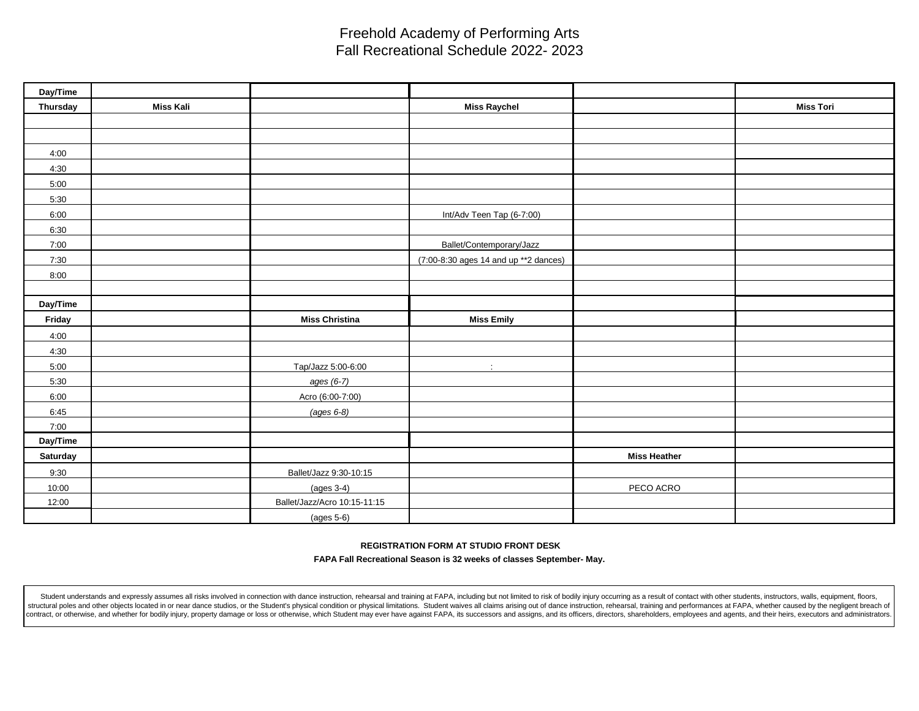# Freehold Academy of Performing Arts
## Fall Recreational Schedule 2022- 2023

| Day/Time | | | | | |
|---|---|---|---|---|---|
| **Thursday** | **Miss Kali** | | **Miss Raychel** | | **Miss Tori** |
| | | | | | |
| | | | | | |
| 4:00 | | | | | |
| 4:30 | | | | | |
| 5:00 | | | | | |
| 5:30 | | | | | |
| 6:00 | | | Int/Adv Teen Tap (6-7:00) | | |
| 6:30 | | | | | |
| 7:00 | | | Ballet/Contemporary/Jazz | | |
| 7:30 | | | (7:00-8:30 ages 14 and up **2 dances) | | |
| 8:00 | | | | | |
| | | | | | |
| **Day/Time** | | | | | |
| **Friday** | | **Miss Christina** | **Miss Emily** | | |
| 4:00 | | | | | |
| 4:30 | | | | | |
| 5:00 | | Tap/Jazz 5:00-6:00 | : | | |
| 5:30 | | *ages (6-7)* | | | |
| 6:00 | | Acro (6:00-7:00) | | | |
| 6:45 | | *(ages 6-8)* | | | |
| 7:00 | | | | | |
| **Day/Time** | | | | | |
| **Saturday** | | | | **Miss Heather** | |
| 9:30 | | Ballet/Jazz 9:30-10:15 | | | |
| 10:00 | | (ages 3-4) | | PECO ACRO | |
| 12:00 | | Ballet/Jazz/Acro 10:15-11:15 | | | |
| | | (ages 5-6) | | | |

**REGISTRATION FORM AT STUDIO FRONT DESK**

**FAPA Fall Recreational Season is 32 weeks of classes September- May.**

Student understands and expressly assumes all risks involved in connection with dance instruction, rehearsal and training at FAPA, including but not limited to risk of bodily injury occurring as a result of contact with other students, instructors, walls, equipment, floors, structural poles and other objects located in or near dance studios, or the Student's physical condition or physical limitations. Student waives all claims arising out of dance instruction, rehearsal, training and performances at FAPA, whether caused by the negligent breach of contract, or otherwise, and whether for bodily injury, property damage or loss or otherwise, which Student may ever have against FAPA, its successors and assigns, and its officers, directors, shareholders, employees and agents, and their heirs, executors and administrators.